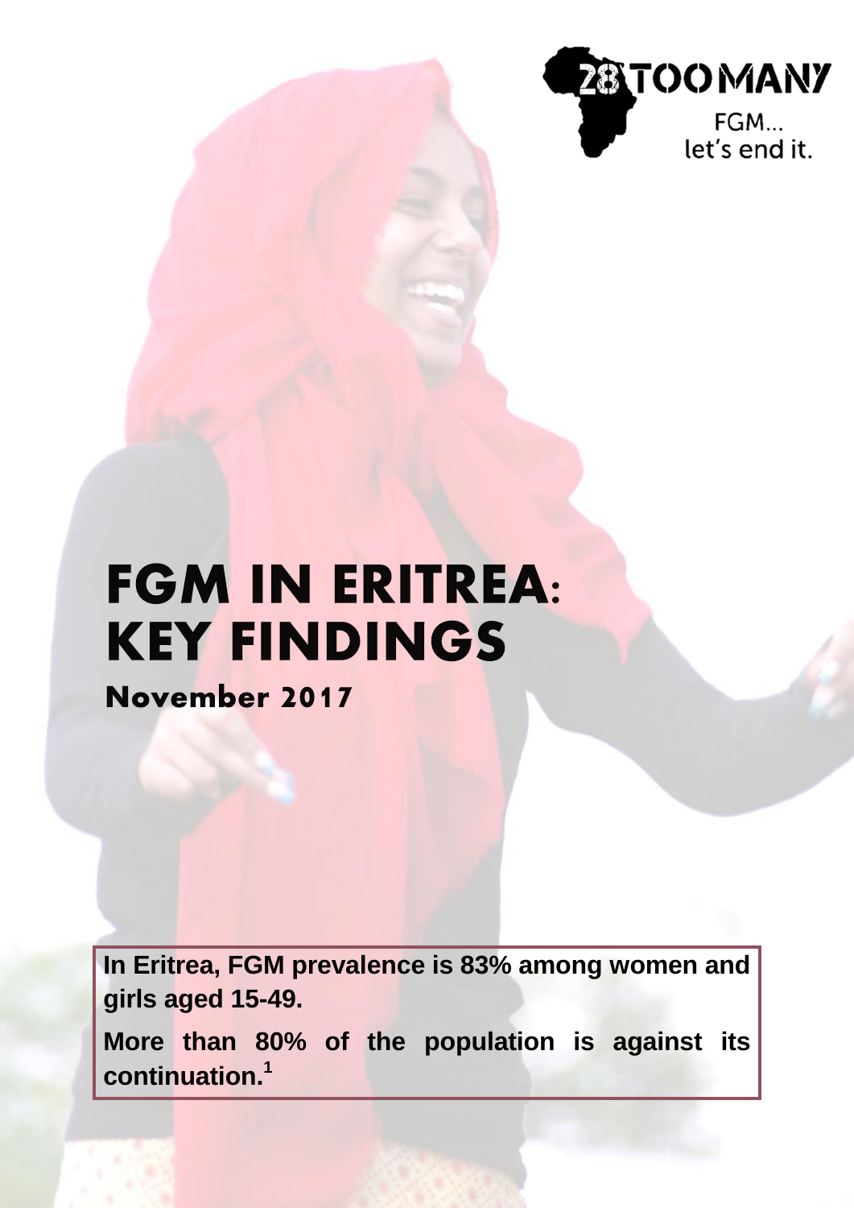28TOOMANY

FGM... let's end it.

# FGM IN ERITREA: KEY FINDINGS

## November 2017

**In Eritrea, FGM prevalence is 83% among women and girls aged 15-49.**

**More than 80% of the population is against its continuation.[1]**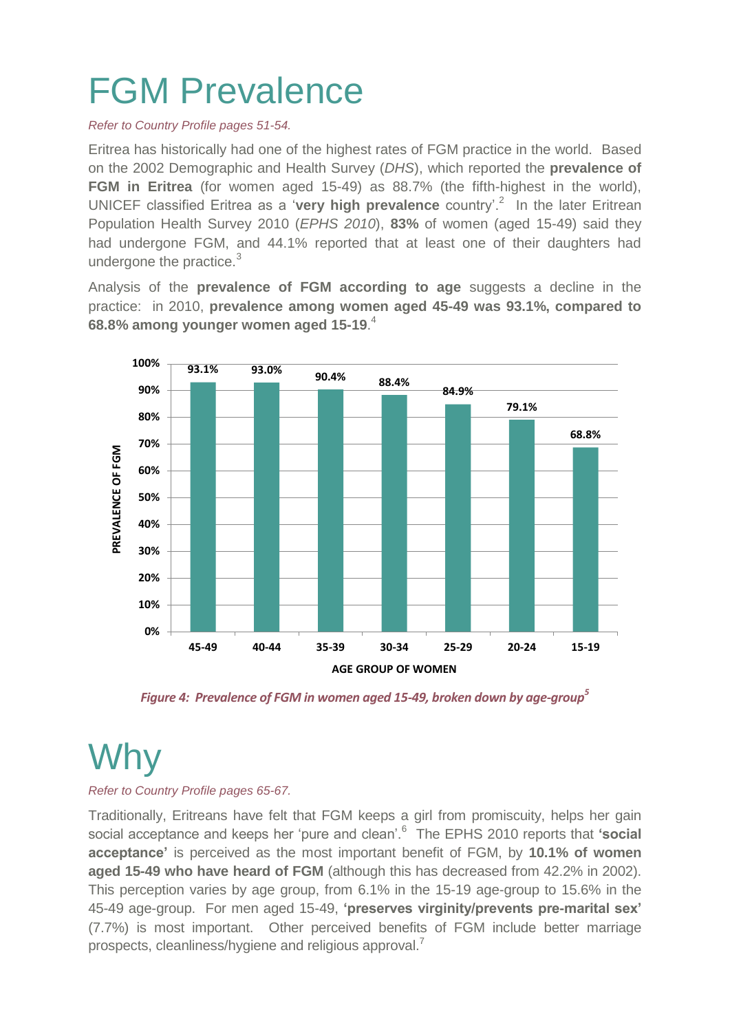# FGM Prevalence

*Refer to Country Profile pages 51-54.*

Eritrea has historically had one of the highest rates of FGM practice in the world. Based on the 2002 Demographic and Health Survey (*DHS*), which reported the **prevalence of FGM in Eritrea** (for women aged 15-49) as 88.7% (the fifth-highest in the world), UNICEF classified Eritrea as a '**very high prevalence** country'.[2] In the later Eritrean Population Health Survey 2010 (*EPHS 2010*), **83%** of women (aged 15-49) said they had undergone FGM, and 44.1% reported that at least one of their daughters had undergone the practice.[3]

Analysis of the **prevalence of FGM according to age** suggests a decline in the practice: in 2010, **prevalence among women aged 45-49 was 93.1%, compared to 68.8% among younger women aged 15-19**.[4]

100%
90%
80%
70%
60%
50%
40%
30%
20%
10%
0%

PREVALENCE OF FGM

93.1%
93.0%
90.4%
88.4%
84.9%
79.1%
68.8%

45-49
40-44
35-39
30-34
25-29
20-24
15-19

AGE GROUP OF WOMEN

*Figure 4: Prevalence of FGM in women aged 15-49, broken down by age-group[5]*

# Why

*Refer to Country Profile pages 65-67.*

Traditionally, Eritreans have felt that FGM keeps a girl from promiscuity, helps her gain social acceptance and keeps her 'pure and clean'.[6] The EPHS 2010 reports that **'social acceptance'** is perceived as the most important benefit of FGM, by **10.1% of women aged 15-49 who have heard of FGM** (although this has decreased from 42.2% in 2002). This perception varies by age group, from 6.1% in the 15-19 age-group to 15.6% in the 45-49 age-group. For men aged 15-49, **'preserves virginity/prevents pre-marital sex'** (7.7%) is most important. Other perceived benefits of FGM include better marriage prospects, cleanliness/hygiene and religious approval.[7]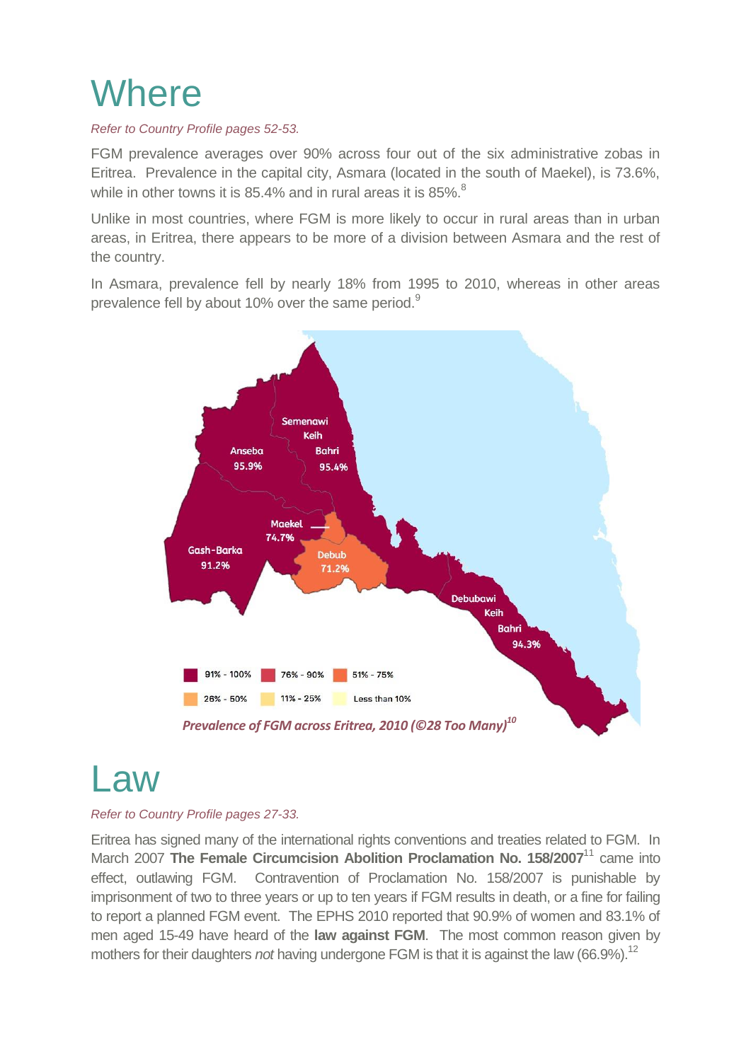# Where

*Refer to Country Profile pages 52-53.*

FGM prevalence averages over 90% across four out of the six administrative zobas in Eritrea. Prevalence in the capital city, Asmara (located in the south of Maekel), is 73.6%, while in other towns it is 85.4% and in rural areas it is 85%.[8]

Unlike in most countries, where FGM is more likely to occur in rural areas than in urban areas, in Eritrea, there appears to be more of a division between Asmara and the rest of the country.

In Asmara, prevalence fell by nearly 18% from 1995 to 2010, whereas in other areas prevalence fell by about 10% over the same period.[9]

Semenawi Keih Bahri 95.4%

Anseba 95.9%

Maekel 74.7%

Gash-Barka 91.2%

Debub 71.2%

Debubawi Keih Bahri 94.3%

91% - 100%
76% - 90%
51% - 75%
26% - 50%
11% - 25%
Less than 10%

*Prevalence of FGM across Eritrea, 2010 (©28 Too Many)*[10]

# Law

*Refer to Country Profile pages 27-33.*

Eritrea has signed many of the international rights conventions and treaties related to FGM. In March 2007 **The Female Circumcision Abolition Proclamation No. 158/2007**[11] came into effect, outlawing FGM. Contravention of Proclamation No. 158/2007 is punishable by imprisonment of two to three years or up to ten years if FGM results in death, or a fine for failing to report a planned FGM event. The EPHS 2010 reported that 90.9% of women and 83.1% of men aged 15-49 have heard of the **law against FGM**. The most common reason given by mothers for their daughters *not* having undergone FGM is that it is against the law (66.9%).[12]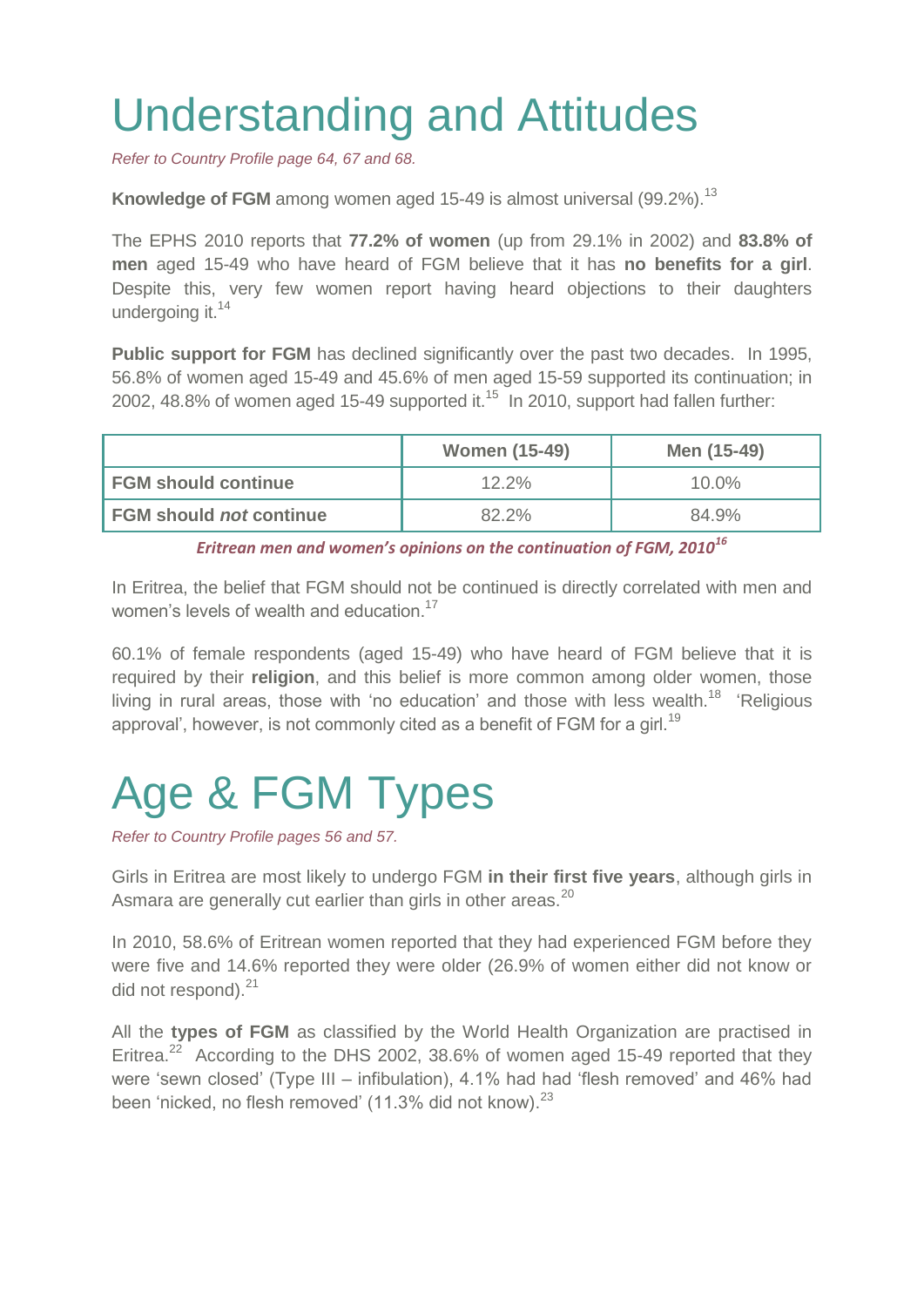# Understanding and Attitudes

*Refer to Country Profile page 64, 67 and 68.*

**Knowledge of FGM** among women aged 15-49 is almost universal (99.2%).[13]

The EPHS 2010 reports that **77.2% of women** (up from 29.1% in 2002) and **83.8% of men** aged 15-49 who have heard of FGM believe that it has **no benefits for a girl**. Despite this, very few women report having heard objections to their daughters undergoing it.[14]

**Public support for FGM** has declined significantly over the past two decades. In 1995, 56.8% of women aged 15-49 and 45.6% of men aged 15-59 supported its continuation; in 2002, 48.8% of women aged 15-49 supported it.[15] In 2010, support had fallen further:

| | Women (15-49) | Men (15-49) |
|---|---|---|
| **FGM should continue** | 12.2% | 10.0% |
| **FGM should *not* continue** | 82.2% | 84.9% |

*Eritrean men and women's opinions on the continuation of FGM, 2010*[16]

In Eritrea, the belief that FGM should not be continued is directly correlated with men and women's levels of wealth and education.[17]

60.1% of female respondents (aged 15-49) who have heard of FGM believe that it is required by their **religion**, and this belief is more common among older women, those living in rural areas, those with 'no education' and those with less wealth.[18] 'Religious approval', however, is not commonly cited as a benefit of FGM for a girl.[19]

# Age & FGM Types

*Refer to Country Profile pages 56 and 57.*

Girls in Eritrea are most likely to undergo FGM **in their first five years**, although girls in Asmara are generally cut earlier than girls in other areas.[20]

In 2010, 58.6% of Eritrean women reported that they had experienced FGM before they were five and 14.6% reported they were older (26.9% of women either did not know or did not respond).[21]

All the **types of FGM** as classified by the World Health Organization are practised in Eritrea.[22] According to the DHS 2002, 38.6% of women aged 15-49 reported that they were 'sewn closed' (Type III – infibulation), 4.1% had had 'flesh removed' and 46% had been 'nicked, no flesh removed' (11.3% did not know).[23]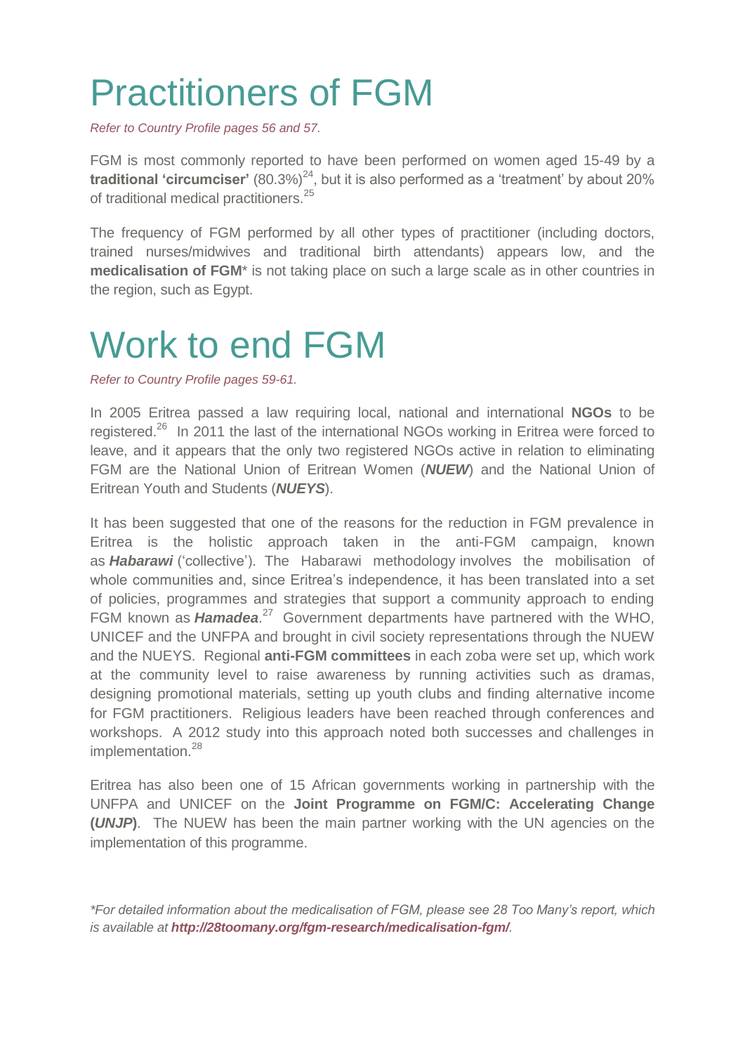# Practitioners of FGM

*Refer to Country Profile pages 56 and 57.*

FGM is most commonly reported to have been performed on women aged 15-49 by a **traditional 'circumciser'** (80.3%)[24], but it is also performed as a 'treatment' by about 20% of traditional medical practitioners.[25]

The frequency of FGM performed by all other types of practitioner (including doctors, trained nurses/midwives and traditional birth attendants) appears low, and the **medicalisation of FGM*** is not taking place on such a large scale as in other countries in the region, such as Egypt.

# Work to end FGM

*Refer to Country Profile pages 59-61.*

In 2005 Eritrea passed a law requiring local, national and international **NGOs** to be registered.[26] In 2011 the last of the international NGOs working in Eritrea were forced to leave, and it appears that the only two registered NGOs active in relation to eliminating FGM are the National Union of Eritrean Women (***NUEW***) and the National Union of Eritrean Youth and Students (***NUEYS***).

It has been suggested that one of the reasons for the reduction in FGM prevalence in Eritrea is the holistic approach taken in the anti-FGM campaign, known as ***Habarawi*** ('collective'). The Habarawi methodology involves the mobilisation of whole communities and, since Eritrea's independence, it has been translated into a set of policies, programmes and strategies that support a community approach to ending FGM known as ***Hamadea***.[27] Government departments have partnered with the WHO, UNICEF and the UNFPA and brought in civil society representations through the NUEW and the NUEYS. Regional **anti-FGM committees** in each zoba were set up, which work at the community level to raise awareness by running activities such as dramas, designing promotional materials, setting up youth clubs and finding alternative income for FGM practitioners. Religious leaders have been reached through conferences and workshops. A 2012 study into this approach noted both successes and challenges in implementation.[28]

Eritrea has also been one of 15 African governments working in partnership with the UNFPA and UNICEF on the **Joint Programme on FGM/C: Accelerating Change (*UNJP*)**. The NUEW has been the main partner working with the UN agencies on the implementation of this programme.

*\*For detailed information about the medicalisation of FGM, please see 28 Too Many's report, which is available at **http://28toomany.org/fgm-research/medicalisation-fgm/**.*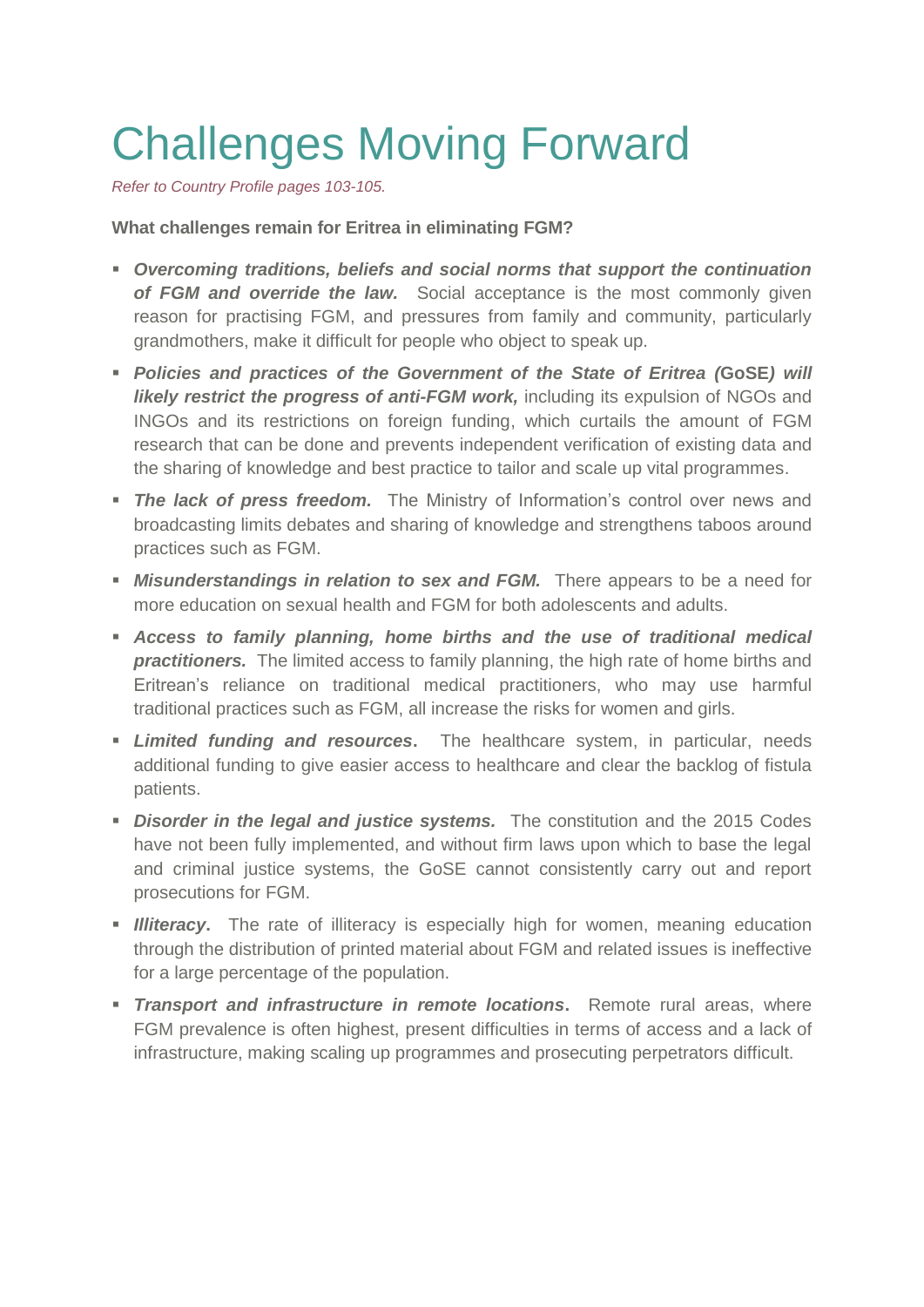# Challenges Moving Forward

*Refer to Country Profile pages 103-105.*

**What challenges remain for Eritrea in eliminating FGM?**

- ***Overcoming traditions, beliefs and social norms that support the continuation of FGM and override the law.*** Social acceptance is the most commonly given reason for practising FGM, and pressures from family and community, particularly grandmothers, make it difficult for people who object to speak up.
- ***Policies and practices of the Government of the State of Eritrea (*****GoSE*****) will likely restrict the progress of anti-FGM work,*** including its expulsion of NGOs and INGOs and its restrictions on foreign funding, which curtails the amount of FGM research that can be done and prevents independent verification of existing data and the sharing of knowledge and best practice to tailor and scale up vital programmes.
- ***The lack of press freedom.*** The Ministry of Information's control over news and broadcasting limits debates and sharing of knowledge and strengthens taboos around practices such as FGM.
- ***Misunderstandings in relation to sex and FGM.*** There appears to be a need for more education on sexual health and FGM for both adolescents and adults.
- ***Access to family planning, home births and the use of traditional medical practitioners.*** The limited access to family planning, the high rate of home births and Eritrean's reliance on traditional medical practitioners, who may use harmful traditional practices such as FGM, all increase the risks for women and girls.
- ***Limited funding and resources*****.** The healthcare system, in particular, needs additional funding to give easier access to healthcare and clear the backlog of fistula patients.
- ***Disorder in the legal and justice systems.*** The constitution and the 2015 Codes have not been fully implemented, and without firm laws upon which to base the legal and criminal justice systems, the GoSE cannot consistently carry out and report prosecutions for FGM.
- ***Illiteracy*****.** The rate of illiteracy is especially high for women, meaning education through the distribution of printed material about FGM and related issues is ineffective for a large percentage of the population.
- ***Transport and infrastructure in remote locations*****.** Remote rural areas, where FGM prevalence is often highest, present difficulties in terms of access and a lack of infrastructure, making scaling up programmes and prosecuting perpetrators difficult.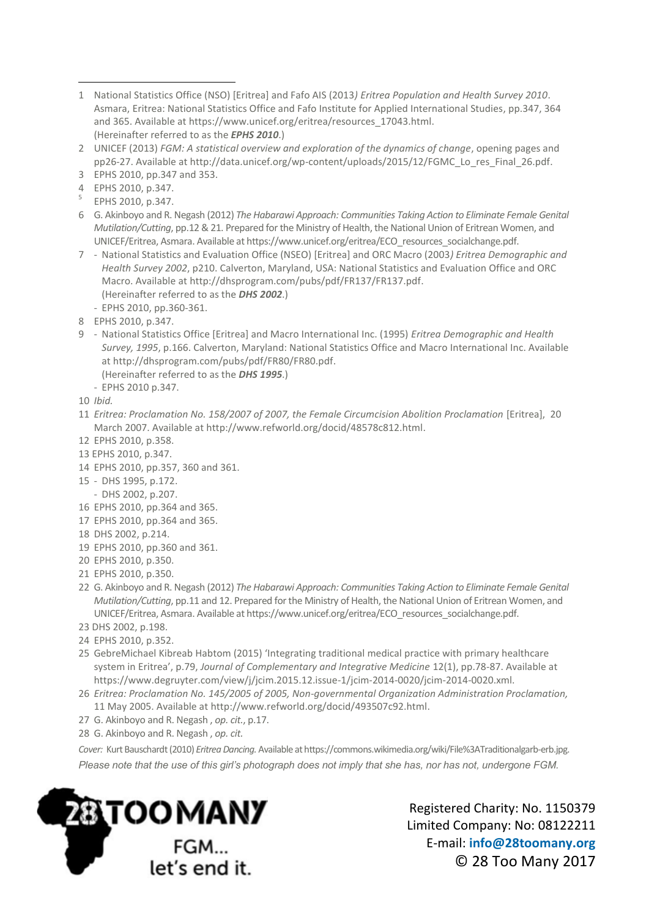1 National Statistics Office (NSO) [Eritrea] and Fafo AIS (2013*) Eritrea Population and Health Survey 2010*. Asmara, Eritrea: National Statistics Office and Fafo Institute for Applied International Studies, pp.347, 364 and 365. Available at https://www.unicef.org/eritrea/resources_17043.html. (Hereinafter referred to as the ***EPHS 2010***.)

2 UNICEF (2013) *FGM: A statistical overview and exploration of the dynamics of change*, opening pages and pp26-27. Available at http://data.unicef.org/wp-content/uploads/2015/12/FGMC_Lo_res_Final_26.pdf.

3 EPHS 2010, pp.347 and 353.

4 EPHS 2010, p.347.

5 EPHS 2010, p.347.

6 G. Akinboyo and R. Negash (2012) *The Habarawi Approach: Communities Taking Action to Eliminate Female Genital Mutilation/Cutting*, pp.12 & 21. Prepared for the Ministry of Health, the National Union of Eritrean Women, and UNICEF/Eritrea, Asmara. Available at https://www.unicef.org/eritrea/ECO_resources_socialchange.pdf.

7
- National Statistics and Evaluation Office (NSEO) [Eritrea] and ORC Macro (2003*) Eritrea Demographic and Health Survey 2002*, p210. Calverton, Maryland, USA: National Statistics and Evaluation Office and ORC Macro. Available at http://dhsprogram.com/pubs/pdf/FR137/FR137.pdf. (Hereinafter referred to as the ***DHS 2002***.)
- EPHS 2010, pp.360-361.

8 EPHS 2010, p.347.

9
- National Statistics Office [Eritrea] and Macro International Inc. (1995) *Eritrea Demographic and Health Survey, 1995*, p.166. Calverton, Maryland: National Statistics Office and Macro International Inc. Available at http://dhsprogram.com/pubs/pdf/FR80/FR80.pdf. (Hereinafter referred to as the ***DHS 1995***.)
- EPHS 2010 p.347.

10 *Ibid.*

11 *Eritrea: Proclamation No. 158/2007 of 2007, the Female Circumcision Abolition Proclamation* [Eritrea], 20 March 2007. Available at http://www.refworld.org/docid/48578c812.html.

12 EPHS 2010, p.358.

13 EPHS 2010, p.347.

14 EPHS 2010, pp.357, 360 and 361.

15
- DHS 1995, p.172.
- DHS 2002, p.207.

16 EPHS 2010, pp.364 and 365.

17 EPHS 2010, pp.364 and 365.

18 DHS 2002, p.214.

19 EPHS 2010, pp.360 and 361.

20 EPHS 2010, p.350.

21 EPHS 2010, p.350.

22 G. Akinboyo and R. Negash (2012) *The Habarawi Approach: Communities Taking Action to Eliminate Female Genital Mutilation/Cutting*, pp.11 and 12. Prepared for the Ministry of Health, the National Union of Eritrean Women, and UNICEF/Eritrea, Asmara. Available at https://www.unicef.org/eritrea/ECO_resources_socialchange.pdf.

23 DHS 2002, p.198.

24 EPHS 2010, p.352.

25 GebreMichael Kibreab Habtom (2015) 'Integrating traditional medical practice with primary healthcare system in Eritrea', p.79, *Journal of Complementary and Integrative Medicine* 12(1), pp.78-87. Available at https://www.degruyter.com/view/j/jcim.2015.12.issue-1/jcim-2014-0020/jcim-2014-0020.xml.

26 *Eritrea: Proclamation No. 145/2005 of 2005, Non-governmental Organization Administration Proclamation,* 11 May 2005. Available at http://www.refworld.org/docid/493507c92.html.

27 G. Akinboyo and R. Negash , *op. cit.*, p.17.

28 G. Akinboyo and R. Negash , *op. cit.*

*Cover:* Kurt Bauschardt (2010) *Eritrea Dancing.* Available at https://commons.wikimedia.org/wiki/File%3ATraditionalgarb-erb.jpg.

*Please note that the use of this girl's photograph does not imply that she has, nor has not, undergone FGM.*

28 TOO MANY
FGM... let's end it.

Registered Charity: No. 1150379
Limited Company: No: 08122211
E-mail: **info@28toomany.org**
© 28 Too Many 2017